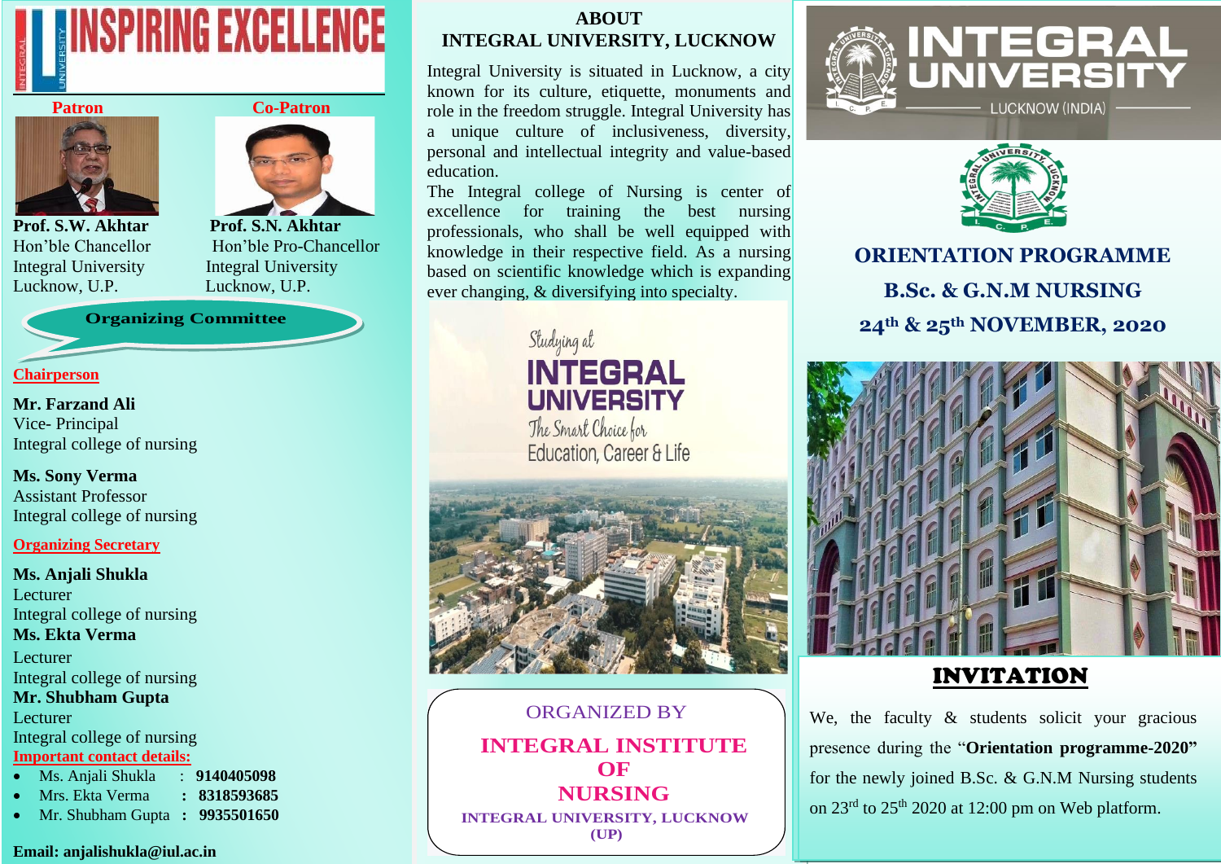# INSPIRING EXCELLENCE

**Patron**

**Prof. S.W. Akhtar**
Hon'ble Chancellor
Integral University
Lucknow, U.P.

**Co-Patron**

**Prof. S.N. Akhtar**
Hon'ble Pro-Chancellor
Integral University
Lucknow, U.P.

## Organizing Committee

**Chairperson**

**Mr. Farzand Ali**
Vice- Principal
Integral college of nursing

**Ms. Sony Verma**
Assistant Professor
Integral college of nursing

**Organizing Secretary**

**Ms. Anjali Shukla**
Lecturer
Integral college of nursing

**Ms. Ekta Verma**
Lecturer
Integral college of nursing

**Mr. Shubham Gupta**
Lecturer
Integral college of nursing

**Important contact details:**

- Ms. Anjali Shukla : **9140405098**
- Mrs. Ekta Verma : **8318593685**
- Mr. Shubham Gupta : **9935501650**

**Email: anjalishukla@iul.ac.in**

## ABOUT INTEGRAL UNIVERSITY, LUCKNOW

Integral University is situated in Lucknow, a city known for its culture, etiquette, monuments and role in the freedom struggle. Integral University has a unique culture of inclusiveness, diversity, personal and intellectual integrity and value-based education.

The Integral college of Nursing is center of excellence for training the best nursing professionals, who shall be well equipped with knowledge in their respective field. As a nursing based on scientific knowledge which is expanding ever changing, & diversifying into specialty.

Studying at INTEGRAL UNIVERSITY
The Smart Choice for Education, Career & Life

ORGANIZED BY

**INTEGRAL INSTITUTE OF NURSING**

**INTEGRAL UNIVERSITY, LUCKNOW (UP)**

# INTEGRAL UNIVERSITY

LUCKNOW (INDIA)

## ORIENTATION PROGRAMME

## B.Sc. & G.N.M NURSING

## 24th & 25th NOVEMBER, 2020

## INVITATION

We, the faculty & students solicit your gracious presence during the "**Orientation programme-2020**" for the newly joined B.Sc. & G.N.M Nursing students on 23rd to 25th 2020 at 12:00 pm on Web platform.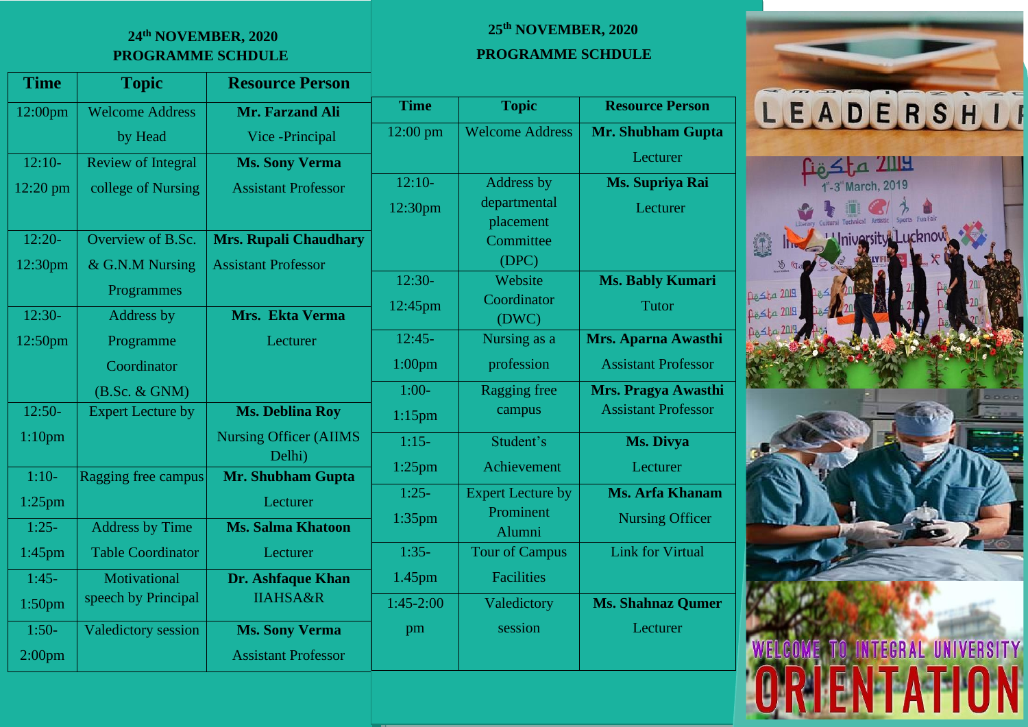## 24th NOVEMBER, 2020
## PROGRAMME SCHDULE

| Time | Topic | Resource Person |
|---|---|---|
| 12:00pm | Welcome Address by Head | **Mr. Farzand Ali** Vice -Principal |
| 12:10-12:20 pm | Review of Integral college of Nursing | **Ms. Sony Verma** Assistant Professor |
| 12:20-12:30pm | Overview of B.Sc. & G.N.M Nursing Programmes | **Mrs. Rupali Chaudhary** Assistant Professor |
| 12:30-12:50pm | Address by Programme Coordinator (B.Sc. & GNM) | **Mrs. Ekta Verma** Lecturer |
| 12:50-1:10pm | Expert Lecture by | **Ms. Deblina Roy** Nursing Officer (AIIMS Delhi) |
| 1:10-1:25pm | Ragging free campus | **Mr. Shubham Gupta** Lecturer |
| 1:25-1:45pm | Address by Time Table Coordinator | **Ms. Salma Khatoon** Lecturer |
| 1:45-1:50pm | Motivational speech by Principal | **Dr. Ashfaque Khan** IIAHSA&R |
| 1:50-2:00pm | Valedictory session | **Ms. Sony Verma** Assistant Professor |

## 25th NOVEMBER, 2020
## PROGRAMME SCHDULE

| Time | Topic | Resource Person |
|---|---|---|
| 12:00 pm | Welcome Address | **Mr. Shubham Gupta** Lecturer |
| 12:10-12:30pm | Address by departmental placement Committee (DPC) | **Ms. Supriya Rai** Lecturer |
| 12:30-12:45pm | Website Coordinator (DWC) | **Ms. Bably Kumari** Tutor |
| 12:45-1:00pm | Nursing as a profession | **Mrs. Aparna Awasthi** Assistant Professor |
| 1:00-1:15pm | Ragging free campus | **Mrs. Pragya Awasthi** Assistant Professor |
| 1:15-1:25pm | Student's Achievement | **Ms. Divya** Lecturer |
| 1:25-1:35pm | Expert Lecture by Prominent Alumni | **Ms. Arfa Khanam** Nursing Officer |
| 1:35-1.45pm | Tour of Campus Facilities | Link for Virtual |
| 1:45-2:00 pm | Valedictory session | **Ms. Shahnaz Qumer** Lecturer |

LEADERSHIP

WELCOME TO INTEGRAL UNIVERSITY
ORIENTATION